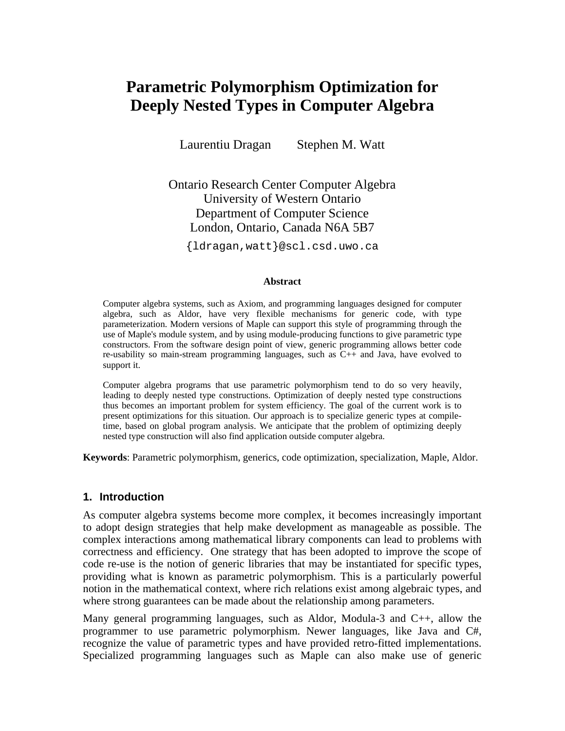# Parametric Polymorphism Optimization for Deeply Nested Types in Computer Algebra

Laurentiu Dragan     Stephen M. Watt

Ontario Research Center Computer Algebra
University of Western Ontario
Department of Computer Science
London, Ontario, Canada N6A 5B7

{ldragan,watt}@scl.csd.uwo.ca

**Abstract**

Computer algebra systems, such as Axiom, and programming languages designed for computer algebra, such as Aldor, have very flexible mechanisms for generic code, with type parameterization. Modern versions of Maple can support this style of programming through the use of Maple's module system, and by using module-producing functions to give parametric type constructors. From the software design point of view, generic programming allows better code re-usability so main-stream programming languages, such as C++ and Java, have evolved to support it.

Computer algebra programs that use parametric polymorphism tend to do so very heavily, leading to deeply nested type constructions. Optimization of deeply nested type constructions thus becomes an important problem for system efficiency. The goal of the current work is to present optimizations for this situation. Our approach is to specialize generic types at compile-time, based on global program analysis. We anticipate that the problem of optimizing deeply nested type construction will also find application outside computer algebra.

**Keywords**: Parametric polymorphism, generics, code optimization, specialization, Maple, Aldor.

## 1. Introduction

As computer algebra systems become more complex, it becomes increasingly important to adopt design strategies that help make development as manageable as possible. The complex interactions among mathematical library components can lead to problems with correctness and efficiency. One strategy that has been adopted to improve the scope of code re-use is the notion of generic libraries that may be instantiated for specific types, providing what is known as parametric polymorphism. This is a particularly powerful notion in the mathematical context, where rich relations exist among algebraic types, and where strong guarantees can be made about the relationship among parameters.

Many general programming languages, such as Aldor, Modula-3 and C++, allow the programmer to use parametric polymorphism. Newer languages, like Java and C#, recognize the value of parametric types and have provided retro-fitted implementations. Specialized programming languages such as Maple can also make use of generic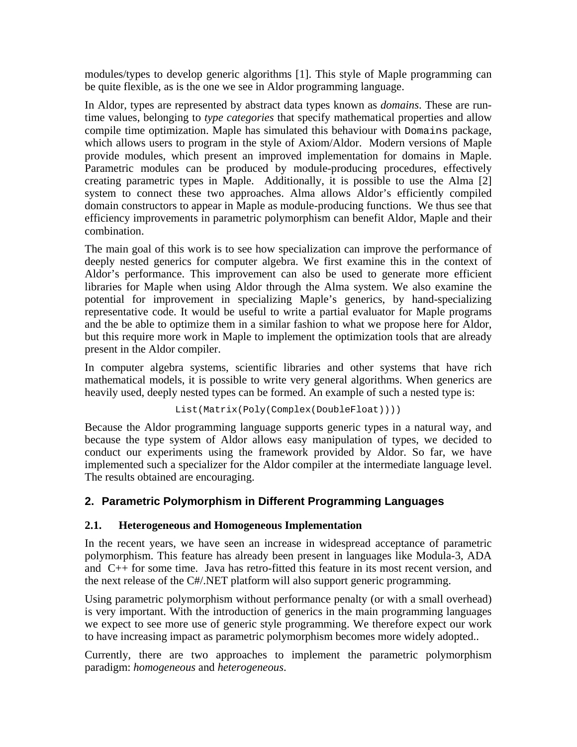modules/types to develop generic algorithms [1]. This style of Maple programming can be quite flexible, as is the one we see in Aldor programming language.

In Aldor, types are represented by abstract data types known as *domains*. These are run-time values, belonging to *type categories* that specify mathematical properties and allow compile time optimization. Maple has simulated this behaviour with `Domains` package, which allows users to program in the style of Axiom/Aldor. Modern versions of Maple provide modules, which present an improved implementation for domains in Maple. Parametric modules can be produced by module-producing procedures, effectively creating parametric types in Maple. Additionally, it is possible to use the Alma [2] system to connect these two approaches. Alma allows Aldor's efficiently compiled domain constructors to appear in Maple as module-producing functions. We thus see that efficiency improvements in parametric polymorphism can benefit Aldor, Maple and their combination.

The main goal of this work is to see how specialization can improve the performance of deeply nested generics for computer algebra. We first examine this in the context of Aldor's performance. This improvement can also be used to generate more efficient libraries for Maple when using Aldor through the Alma system. We also examine the potential for improvement in specializing Maple's generics, by hand-specializing representative code. It would be useful to write a partial evaluator for Maple programs and the be able to optimize them in a similar fashion to what we propose here for Aldor, but this require more work in Maple to implement the optimization tools that are already present in the Aldor compiler.

In computer algebra systems, scientific libraries and other systems that have rich mathematical models, it is possible to write very general algorithms. When generics are heavily used, deeply nested types can be formed. An example of such a nested type is:

```
List(Matrix(Poly(Complex(DoubleFloat))))
```

Because the Aldor programming language supports generic types in a natural way, and because the type system of Aldor allows easy manipulation of types, we decided to conduct our experiments using the framework provided by Aldor. So far, we have implemented such a specializer for the Aldor compiler at the intermediate language level. The results obtained are encouraging.

## 2. Parametric Polymorphism in Different Programming Languages

### 2.1. Heterogeneous and Homogeneous Implementation

In the recent years, we have seen an increase in widespread acceptance of parametric polymorphism. This feature has already been present in languages like Modula-3, ADA and C++ for some time. Java has retro-fitted this feature in its most recent version, and the next release of the C#/.NET platform will also support generic programming.

Using parametric polymorphism without performance penalty (or with a small overhead) is very important. With the introduction of generics in the main programming languages we expect to see more use of generic style programming. We therefore expect our work to have increasing impact as parametric polymorphism becomes more widely adopted..

Currently, there are two approaches to implement the parametric polymorphism paradigm: *homogeneous* and *heterogeneous*.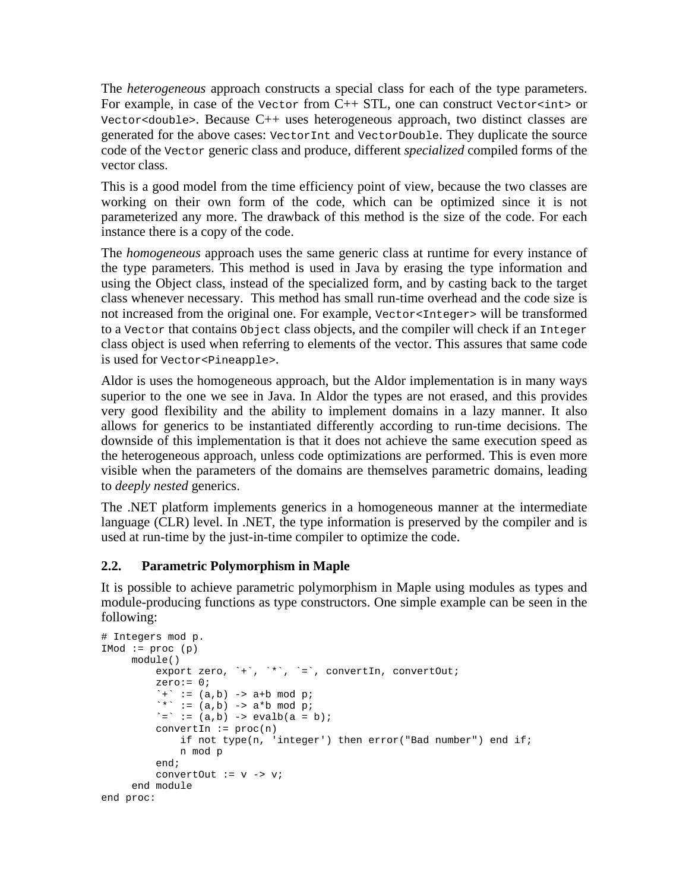The *heterogeneous* approach constructs a special class for each of the type parameters. For example, in case of the `Vector` from C++ STL, one can construct `Vector<int>` or `Vector<double>`. Because C++ uses heterogeneous approach, two distinct classes are generated for the above cases: `VectorInt` and `VectorDouble`. They duplicate the source code of the `Vector` generic class and produce, different *specialized* compiled forms of the vector class.

This is a good model from the time efficiency point of view, because the two classes are working on their own form of the code, which can be optimized since it is not parameterized any more. The drawback of this method is the size of the code. For each instance there is a copy of the code.

The *homogeneous* approach uses the same generic class at runtime for every instance of the type parameters. This method is used in Java by erasing the type information and using the Object class, instead of the specialized form, and by casting back to the target class whenever necessary. This method has small run-time overhead and the code size is not increased from the original one. For example, `Vector<Integer>` will be transformed to a `Vector` that contains `Object` class objects, and the compiler will check if an `Integer` class object is used when referring to elements of the vector. This assures that same code is used for `Vector<Pineapple>`.

Aldor is uses the homogeneous approach, but the Aldor implementation is in many ways superior to the one we see in Java. In Aldor the types are not erased, and this provides very good flexibility and the ability to implement domains in a lazy manner. It also allows for generics to be instantiated differently according to run-time decisions. The downside of this implementation is that it does not achieve the same execution speed as the heterogeneous approach, unless code optimizations are performed. This is even more visible when the parameters of the domains are themselves parametric domains, leading to *deeply nested* generics.

The .NET platform implements generics in a homogeneous manner at the intermediate language (CLR) level. In .NET, the type information is preserved by the compiler and is used at run-time by the just-in-time compiler to optimize the code.

## 2.2. Parametric Polymorphism in Maple

It is possible to achieve parametric polymorphism in Maple using modules as types and module-producing functions as type constructors. One simple example can be seen in the following:

```
# Integers mod p.
IMod := proc (p)
     module()
         export zero, `+`, `*`, `=`, convertIn, convertOut;
         zero:= 0;
         `+` := (a,b) -> a+b mod p;
         `*` := (a,b) -> a*b mod p;
         `=` := (a,b) -> evalb(a = b);
         convertIn := proc(n)
             if not type(n, 'integer') then error("Bad number") end if;
             n mod p
         end;
         convertOut := v -> v;
     end module
end proc:
```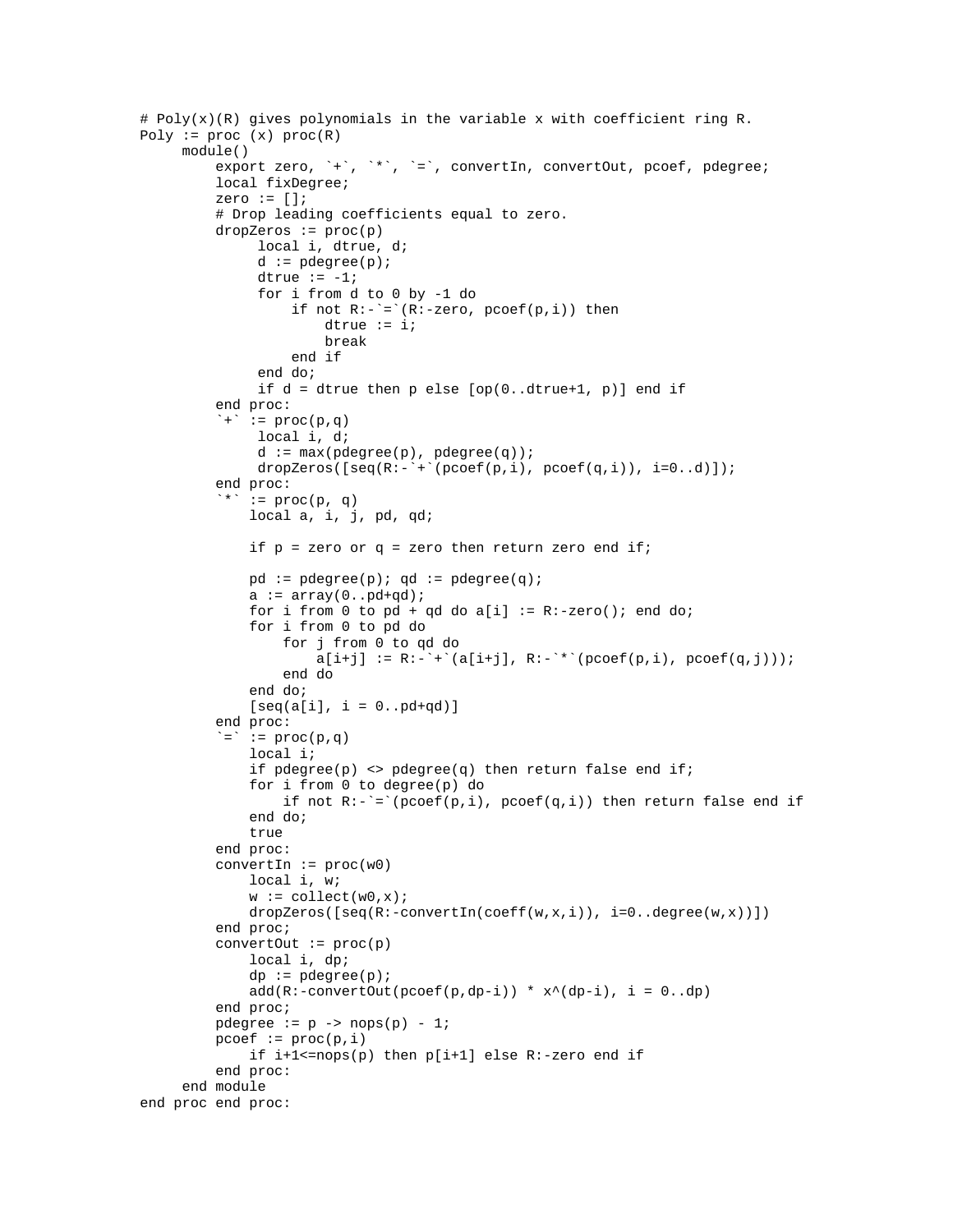```
# Poly(x)(R) gives polynomials in the variable x with coefficient ring R.
Poly := proc (x) proc(R)
     module()
        export zero, `+`, `*`, `=`, convertIn, convertOut, pcoef, pdegree;
        local fixDegree;
        zero := [];
        # Drop leading coefficients equal to zero.
        dropZeros := proc(p)
             local i, dtrue, d;
             d := pdegree(p);
             dtrue := -1;
             for i from d to 0 by -1 do
                 if not R:-`=`(R:-zero, pcoef(p,i)) then
                     dtrue := i;
                     break
                 end if
             end do;
             if d = dtrue then p else [op(0..dtrue+1, p)] end if
        end proc:
        `+` := proc(p,q)
             local i, d;
             d := max(pdegree(p), pdegree(q));
             dropZeros([seq(R:-`+`(pcoef(p,i), pcoef(q,i)), i=0..d)]);
        end proc:
        `*` := proc(p, q)
            local a, i, j, pd, qd;

            if p = zero or q = zero then return zero end if;

            pd := pdegree(p); qd := pdegree(q);
            a := array(0..pd+qd);
            for i from 0 to pd + qd do a[i] := R:-zero(); end do;
            for i from 0 to pd do
                for j from 0 to qd do
                    a[i+j] := R:-`+`(a[i+j], R:-`*`(pcoef(p,i), pcoef(q,j)));
                end do
            end do;
            [seq(a[i], i = 0..pd+qd)]
        end proc:
        `=` := proc(p,q)
            local i;
            if pdegree(p) <> pdegree(q) then return false end if;
            for i from 0 to degree(p) do
                if not R:-`=`(pcoef(p,i), pcoef(q,i)) then return false end if
            end do;
            true
        end proc:
        convertIn := proc(w0)
            local i, w;
            w := collect(w0,x);
            dropZeros([seq(R:-convertIn(coeff(w,x,i)), i=0..degree(w,x))])
        end proc;
        convertOut := proc(p)
            local i, dp;
            dp := pdegree(p);
            add(R:-convertOut(pcoef(p,dp-i)) * x^(dp-i), i = 0..dp)
        end proc;
        pdegree := p -> nops(p) - 1;
        pcoef := proc(p,i)
            if i+1<=nops(p) then p[i+1] else R:-zero end if
        end proc:
     end module
end proc end proc:
```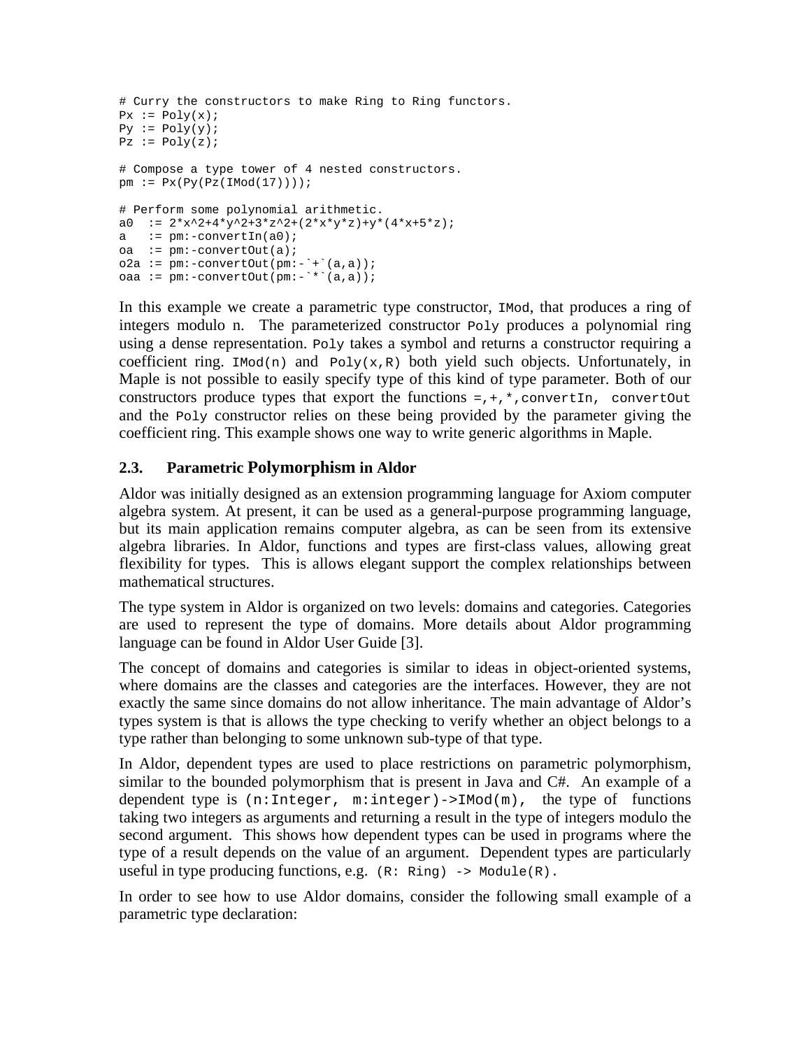```
# Curry the constructors to make Ring to Ring functors.
Px := Poly(x);
Py := Poly(y);
Pz := Poly(z);

# Compose a type tower of 4 nested constructors.
pm := Px(Py(Pz(IMod(17))));

# Perform some polynomial arithmetic.
a0  := 2*x^2+4*y^2+3*z^2+(2*x*y*z)+y*(4*x+5*z);
a   := pm:-convertIn(a0);
oa  := pm:-convertOut(a);
o2a := pm:-convertOut(pm:-`+`(a,a));
oaa := pm:-convertOut(pm:-`*`(a,a));
```

In this example we create a parametric type constructor, `IMod`, that produces a ring of integers modulo n. The parameterized constructor `Poly` produces a polynomial ring using a dense representation. `Poly` takes a symbol and returns a constructor requiring a coefficient ring. `IMod(n)` and `Poly(x,R)` both yield such objects. Unfortunately, in Maple is not possible to easily specify type of this kind of type parameter. Both of our constructors produce types that export the functions `=,+,*,convertIn, convertOut` and the `Poly` constructor relies on these being provided by the parameter giving the coefficient ring. This example shows one way to write generic algorithms in Maple.

### 2.3. Parametric Polymorphism in Aldor

Aldor was initially designed as an extension programming language for Axiom computer algebra system. At present, it can be used as a general-purpose programming language, but its main application remains computer algebra, as can be seen from its extensive algebra libraries. In Aldor, functions and types are first-class values, allowing great flexibility for types. This is allows elegant support the complex relationships between mathematical structures.

The type system in Aldor is organized on two levels: domains and categories. Categories are used to represent the type of domains. More details about Aldor programming language can be found in Aldor User Guide [3].

The concept of domains and categories is similar to ideas in object-oriented systems, where domains are the classes and categories are the interfaces. However, they are not exactly the same since domains do not allow inheritance. The main advantage of Aldor's types system is that is allows the type checking to verify whether an object belongs to a type rather than belonging to some unknown sub-type of that type.

In Aldor, dependent types are used to place restrictions on parametric polymorphism, similar to the bounded polymorphism that is present in Java and C#. An example of a dependent type is `(n:Integer, m:integer)->IMod(m)`, the type of functions taking two integers as arguments and returning a result in the type of integers modulo the second argument. This shows how dependent types can be used in programs where the type of a result depends on the value of an argument. Dependent types are particularly useful in type producing functions, e.g. `(R: Ring) -> Module(R)`.

In order to see how to use Aldor domains, consider the following small example of a parametric type declaration: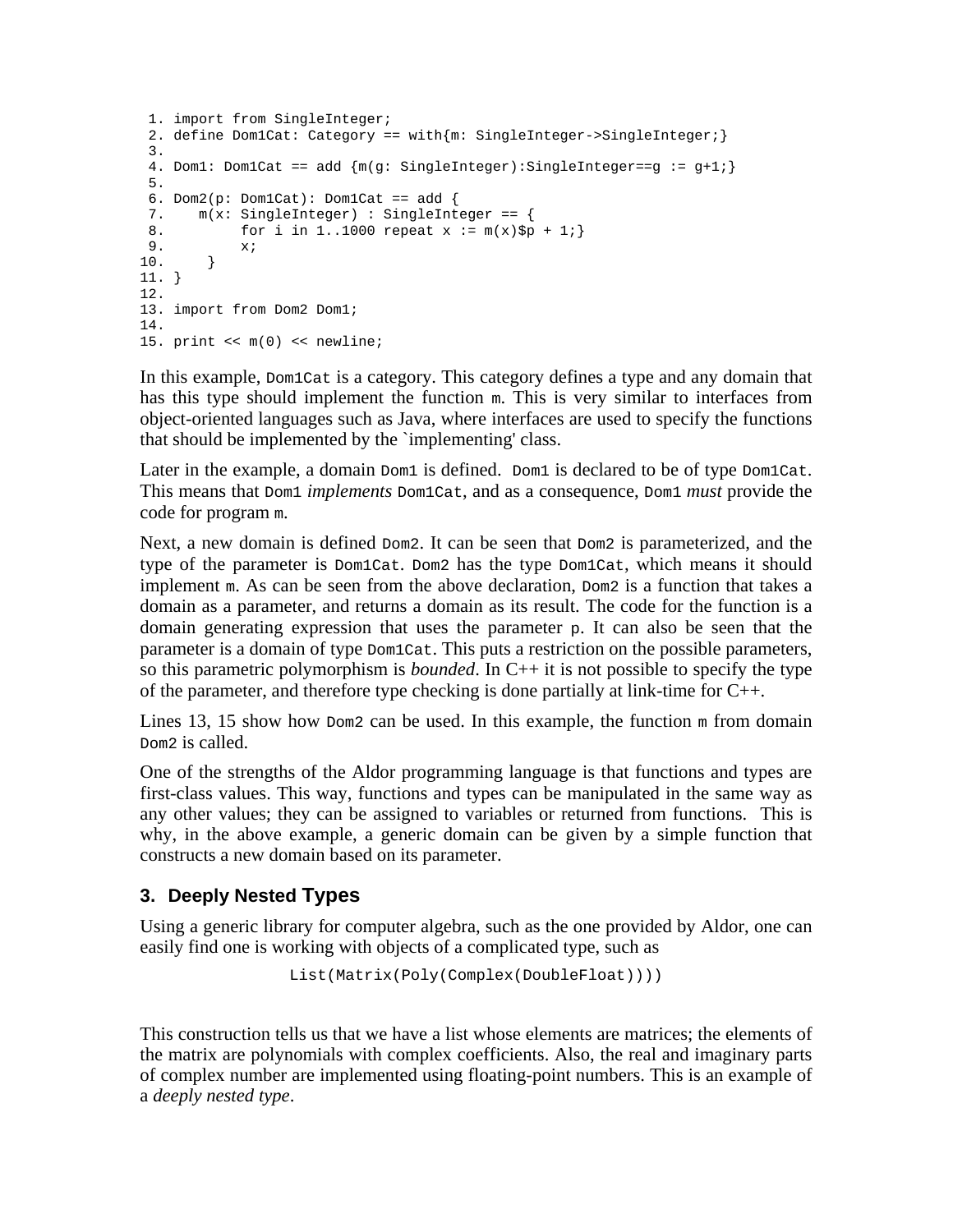```
 1. import from SingleInteger;
 2. define Dom1Cat: Category == with{m: SingleInteger->SingleInteger;}
 3.
 4. Dom1: Dom1Cat == add {m(g: SingleInteger):SingleInteger==g := g+1;}
 5.
 6. Dom2(p: Dom1Cat): Dom1Cat == add {
 7.    m(x: SingleInteger) : SingleInteger == {
 8.         for i in 1..1000 repeat x := m(x)$p + 1;}
 9.         x;
10.     }
11. }
12.
13. import from Dom2 Dom1;
14.
15. print << m(0) << newline;
```

In this example, `Dom1Cat` is a category. This category defines a type and any domain that has this type should implement the function `m`. This is very similar to interfaces from object-oriented languages such as Java, where interfaces are used to specify the functions that should be implemented by the `implementing' class.

Later in the example, a domain `Dom1` is defined. `Dom1` is declared to be of type `Dom1Cat`. This means that `Dom1` *implements* `Dom1Cat`, and as a consequence, `Dom1` *must* provide the code for program `m`.

Next, a new domain is defined `Dom2`. It can be seen that `Dom2` is parameterized, and the type of the parameter is `Dom1Cat`. `Dom2` has the type `Dom1Cat`, which means it should implement `m`. As can be seen from the above declaration, `Dom2` is a function that takes a domain as a parameter, and returns a domain as its result. The code for the function is a domain generating expression that uses the parameter `p`. It can also be seen that the parameter is a domain of type `Dom1Cat`. This puts a restriction on the possible parameters, so this parametric polymorphism is *bounded*. In C++ it is not possible to specify the type of the parameter, and therefore type checking is done partially at link-time for C++.

Lines 13, 15 show how `Dom2` can be used. In this example, the function `m` from domain `Dom2` is called.

One of the strengths of the Aldor programming language is that functions and types are first-class values. This way, functions and types can be manipulated in the same way as any other values; they can be assigned to variables or returned from functions. This is why, in the above example, a generic domain can be given by a simple function that constructs a new domain based on its parameter.

## 3. Deeply Nested Types

Using a generic library for computer algebra, such as the one provided by Aldor, one can easily find one is working with objects of a complicated type, such as

```
List(Matrix(Poly(Complex(DoubleFloat))))
```

This construction tells us that we have a list whose elements are matrices; the elements of the matrix are polynomials with complex coefficients. Also, the real and imaginary parts of complex number are implemented using floating-point numbers. This is an example of a *deeply nested type*.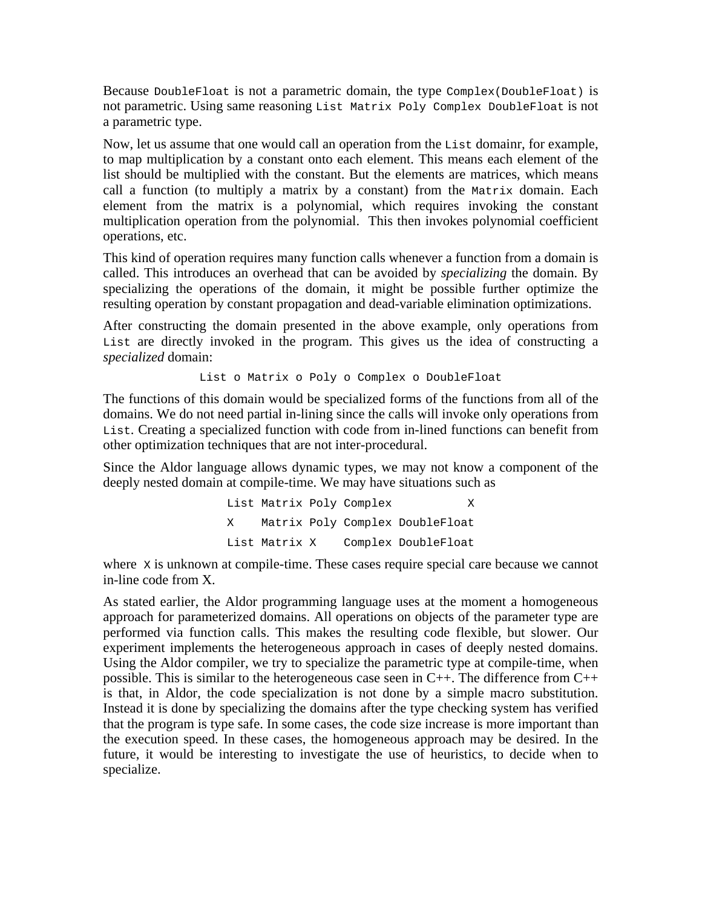Because `DoubleFloat` is not a parametric domain, the type `Complex(DoubleFloat)` is not parametric. Using same reasoning `List Matrix Poly Complex DoubleFloat` is not a parametric type.

Now, let us assume that one would call an operation from the `List` domainr, for example, to map multiplication by a constant onto each element. This means each element of the list should be multiplied with the constant. But the elements are matrices, which means call a function (to multiply a matrix by a constant) from the `Matrix` domain. Each element from the matrix is a polynomial, which requires invoking the constant multiplication operation from the polynomial. This then invokes polynomial coefficient operations, etc.

This kind of operation requires many function calls whenever a function from a domain is called. This introduces an overhead that can be avoided by *specializing* the domain. By specializing the operations of the domain, it might be possible further optimize the resulting operation by constant propagation and dead-variable elimination optimizations.

After constructing the domain presented in the above example, only operations from `List` are directly invoked in the program. This gives us the idea of constructing a *specialized* domain:

```
List o Matrix o Poly o Complex o DoubleFloat
```

The functions of this domain would be specialized forms of the functions from all of the domains. We do not need partial in-lining since the calls will invoke only operations from `List`. Creating a specialized function with code from in-lined functions can benefit from other optimization techniques that are not inter-procedural.

Since the Aldor language allows dynamic types, we may not know a component of the deeply nested domain at compile-time. We may have situations such as

```
List Matrix Poly Complex           X
X    Matrix Poly Complex DoubleFloat
List Matrix X    Complex DoubleFloat
```

where `X` is unknown at compile-time. These cases require special care because we cannot in-line code from X.

As stated earlier, the Aldor programming language uses at the moment a homogeneous approach for parameterized domains. All operations on objects of the parameter type are performed via function calls. This makes the resulting code flexible, but slower. Our experiment implements the heterogeneous approach in cases of deeply nested domains. Using the Aldor compiler, we try to specialize the parametric type at compile-time, when possible. This is similar to the heterogeneous case seen in C++. The difference from C++ is that, in Aldor, the code specialization is not done by a simple macro substitution. Instead it is done by specializing the domains after the type checking system has verified that the program is type safe. In some cases, the code size increase is more important than the execution speed. In these cases, the homogeneous approach may be desired. In the future, it would be interesting to investigate the use of heuristics, to decide when to specialize.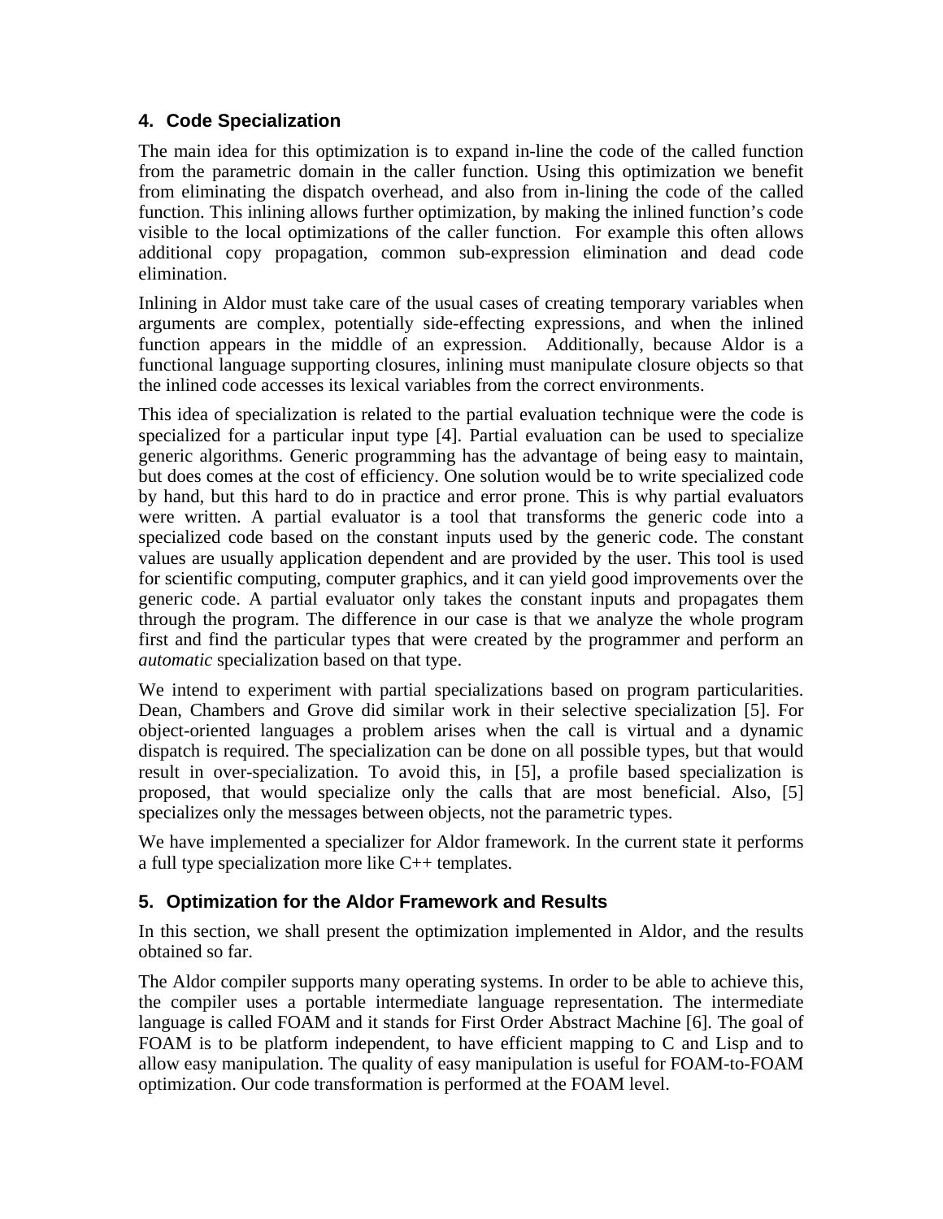## 4. Code Specialization

The main idea for this optimization is to expand in-line the code of the called function from the parametric domain in the caller function. Using this optimization we benefit from eliminating the dispatch overhead, and also from in-lining the code of the called function. This inlining allows further optimization, by making the inlined function's code visible to the local optimizations of the caller function. For example this often allows additional copy propagation, common sub-expression elimination and dead code elimination.

Inlining in Aldor must take care of the usual cases of creating temporary variables when arguments are complex, potentially side-effecting expressions, and when the inlined function appears in the middle of an expression. Additionally, because Aldor is a functional language supporting closures, inlining must manipulate closure objects so that the inlined code accesses its lexical variables from the correct environments.

This idea of specialization is related to the partial evaluation technique were the code is specialized for a particular input type [4]. Partial evaluation can be used to specialize generic algorithms. Generic programming has the advantage of being easy to maintain, but does comes at the cost of efficiency. One solution would be to write specialized code by hand, but this hard to do in practice and error prone. This is why partial evaluators were written. A partial evaluator is a tool that transforms the generic code into a specialized code based on the constant inputs used by the generic code. The constant values are usually application dependent and are provided by the user. This tool is used for scientific computing, computer graphics, and it can yield good improvements over the generic code. A partial evaluator only takes the constant inputs and propagates them through the program. The difference in our case is that we analyze the whole program first and find the particular types that were created by the programmer and perform an *automatic* specialization based on that type.

We intend to experiment with partial specializations based on program particularities. Dean, Chambers and Grove did similar work in their selective specialization [5]. For object-oriented languages a problem arises when the call is virtual and a dynamic dispatch is required. The specialization can be done on all possible types, but that would result in over-specialization. To avoid this, in [5], a profile based specialization is proposed, that would specialize only the calls that are most beneficial. Also, [5] specializes only the messages between objects, not the parametric types.

We have implemented a specializer for Aldor framework. In the current state it performs a full type specialization more like C++ templates.

## 5. Optimization for the Aldor Framework and Results

In this section, we shall present the optimization implemented in Aldor, and the results obtained so far.

The Aldor compiler supports many operating systems. In order to be able to achieve this, the compiler uses a portable intermediate language representation. The intermediate language is called FOAM and it stands for First Order Abstract Machine [6]. The goal of FOAM is to be platform independent, to have efficient mapping to C and Lisp and to allow easy manipulation. The quality of easy manipulation is useful for FOAM-to-FOAM optimization. Our code transformation is performed at the FOAM level.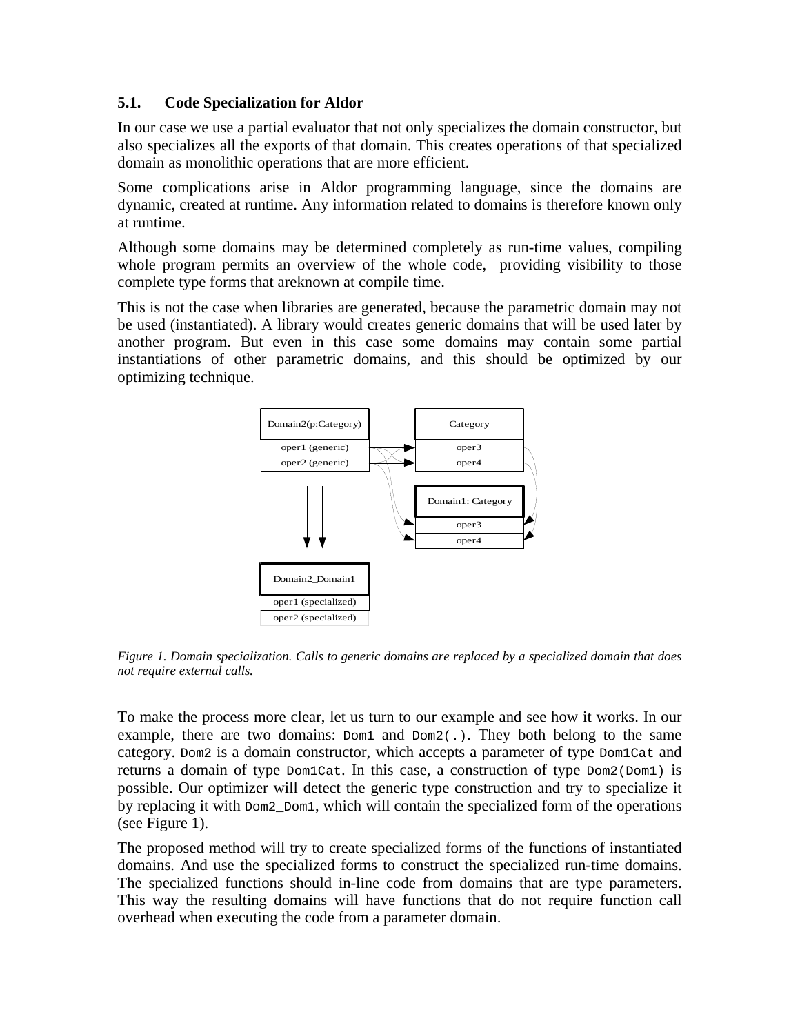### 5.1. Code Specialization for Aldor

In our case we use a partial evaluator that not only specializes the domain constructor, but also specializes all the exports of that domain. This creates operations of that specialized domain as monolithic operations that are more efficient.

Some complications arise in Aldor programming language, since the domains are dynamic, created at runtime. Any information related to domains is therefore known only at runtime.

Although some domains may be determined completely as run-time values, compiling whole program permits an overview of the whole code, providing visibility to those complete type forms that areknown at compile time.

This is not the case when libraries are generated, because the parametric domain may not be used (instantiated). A library would creates generic domains that will be used later by another program. But even in this case some domains may contain some partial instantiations of other parametric domains, and this should be optimized by our optimizing technique.

*Figure 1. Domain specialization. Calls to generic domains are replaced by a specialized domain that does not require external calls.*

To make the process more clear, let us turn to our example and see how it works. In our example, there are two domains: `Dom1` and `Dom2(.)`. They both belong to the same category. `Dom2` is a domain constructor, which accepts a parameter of type `Dom1Cat` and returns a domain of type `Dom1Cat`. In this case, a construction of type `Dom2(Dom1)` is possible. Our optimizer will detect the generic type construction and try to specialize it by replacing it with `Dom2_Dom1`, which will contain the specialized form of the operations (see Figure 1).

The proposed method will try to create specialized forms of the functions of instantiated domains. And use the specialized forms to construct the specialized run-time domains. The specialized functions should in-line code from domains that are type parameters. This way the resulting domains will have functions that do not require function call overhead when executing the code from a parameter domain.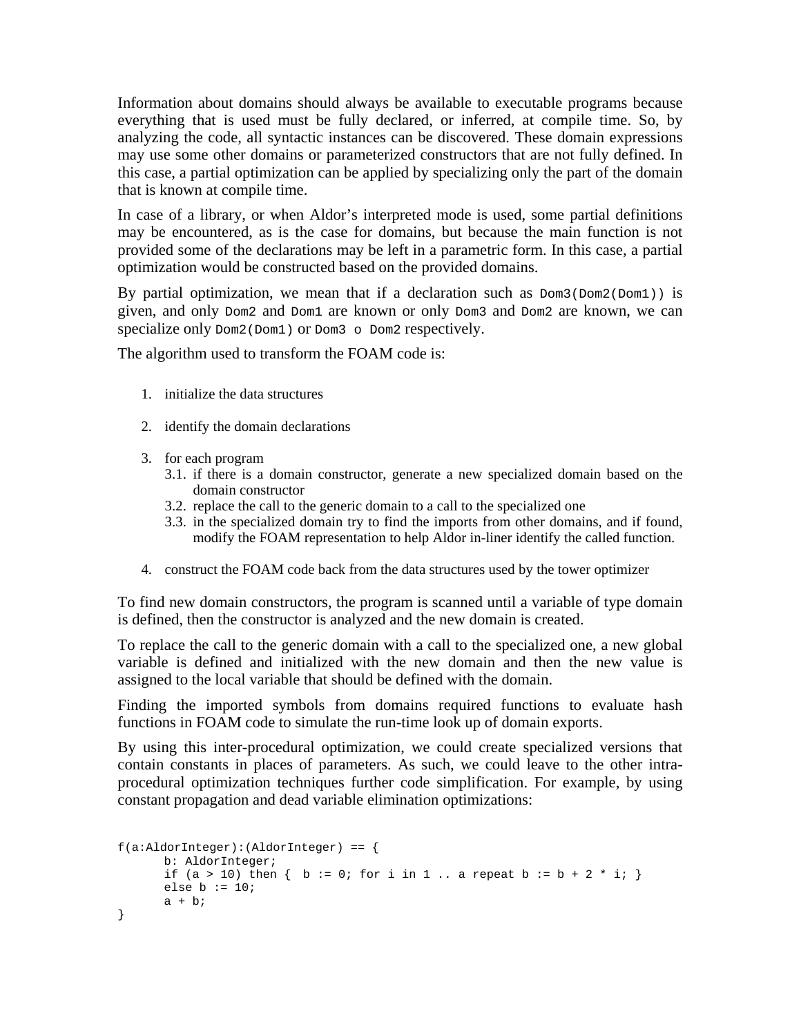Information about domains should always be available to executable programs because everything that is used must be fully declared, or inferred, at compile time. So, by analyzing the code, all syntactic instances can be discovered. These domain expressions may use some other domains or parameterized constructors that are not fully defined. In this case, a partial optimization can be applied by specializing only the part of the domain that is known at compile time.

In case of a library, or when Aldor's interpreted mode is used, some partial definitions may be encountered, as is the case for domains, but because the main function is not provided some of the declarations may be left in a parametric form. In this case, a partial optimization would be constructed based on the provided domains.

By partial optimization, we mean that if a declaration such as `Dom3(Dom2(Dom1))` is given, and only `Dom2` and `Dom1` are known or only `Dom3` and `Dom2` are known, we can specialize only `Dom2(Dom1)` or `Dom3 o Dom2` respectively.

The algorithm used to transform the FOAM code is:

1. initialize the data structures
2. identify the domain declarations
3. for each program
   1. if there is a domain constructor, generate a new specialized domain based on the domain constructor
   2. replace the call to the generic domain to a call to the specialized one
   3. in the specialized domain try to find the imports from other domains, and if found, modify the FOAM representation to help Aldor in-liner identify the called function.
4. construct the FOAM code back from the data structures used by the tower optimizer

To find new domain constructors, the program is scanned until a variable of type domain is defined, then the constructor is analyzed and the new domain is created.

To replace the call to the generic domain with a call to the specialized one, a new global variable is defined and initialized with the new domain and then the new value is assigned to the local variable that should be defined with the domain.

Finding the imported symbols from domains required functions to evaluate hash functions in FOAM code to simulate the run-time look up of domain exports.

By using this inter-procedural optimization, we could create specialized versions that contain constants in places of parameters. As such, we could leave to the other intra-procedural optimization techniques further code simplification. For example, by using constant propagation and dead variable elimination optimizations:

```
f(a:AldorInteger):(AldorInteger) == {
	b: AldorInteger;
	if (a > 10) then {  b := 0; for i in 1 .. a repeat b := b + 2 * i; }
	else b := 10;
	a + b;
}
```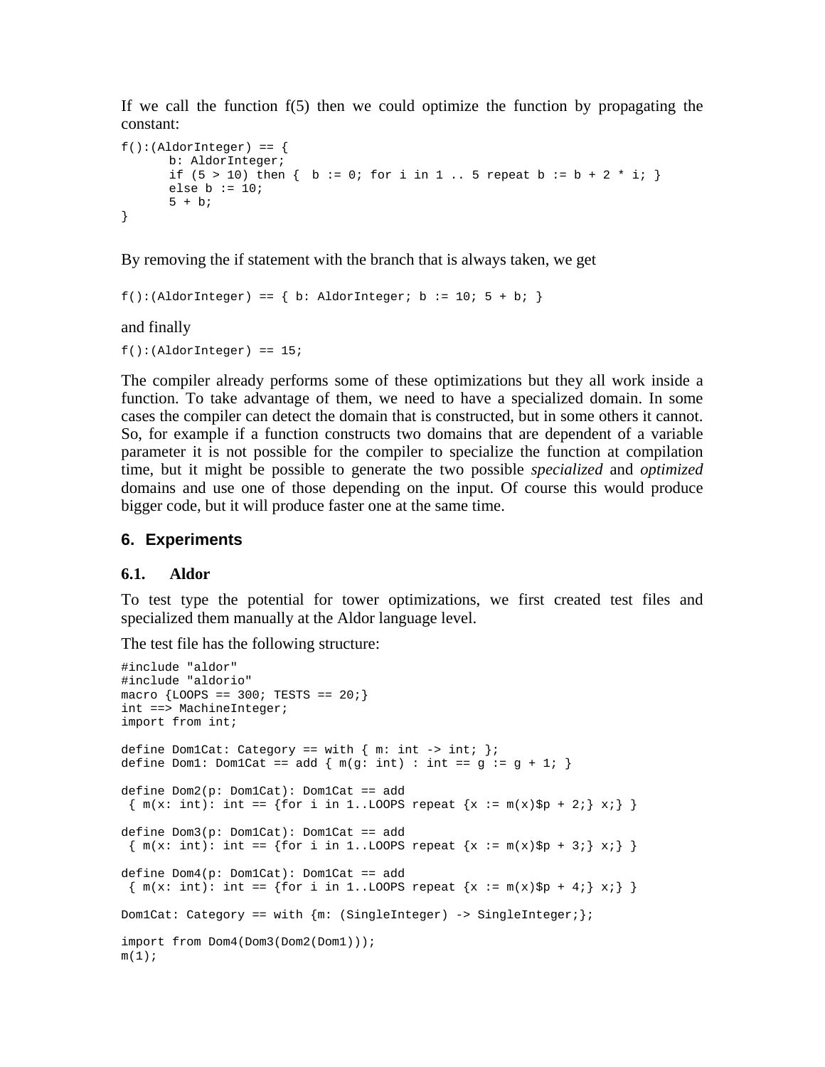If we call the function f(5) then we could optimize the function by propagating the constant:

```
f():(AldorInteger) == {
       b: AldorInteger;
       if (5 > 10) then {  b := 0; for i in 1 .. 5 repeat b := b + 2 * i; }
       else b := 10;
       5 + b;
}
```

By removing the if statement with the branch that is always taken, we get

```
f():(AldorInteger) == { b: AldorInteger; b := 10; 5 + b; }
```

and finally

```
f():(AldorInteger) == 15;
```

The compiler already performs some of these optimizations but they all work inside a function. To take advantage of them, we need to have a specialized domain. In some cases the compiler can detect the domain that is constructed, but in some others it cannot. So, for example if a function constructs two domains that are dependent of a variable parameter it is not possible for the compiler to specialize the function at compilation time, but it might be possible to generate the two possible *specialized* and *optimized* domains and use one of those depending on the input. Of course this would produce bigger code, but it will produce faster one at the same time.

## 6. Experiments

### 6.1. Aldor

To test type the potential for tower optimizations, we first created test files and specialized them manually at the Aldor language level.

The test file has the following structure:

```
#include "aldor"
#include "aldorio"
macro {LOOPS == 300; TESTS == 20;}
int ==> MachineInteger;
import from int;

define Dom1Cat: Category == with { m: int -> int; };
define Dom1: Dom1Cat == add { m(g: int) : int == g := g + 1; }

define Dom2(p: Dom1Cat): Dom1Cat == add
 { m(x: int): int == {for i in 1..LOOPS repeat {x := m(x)$p + 2;} x;} }

define Dom3(p: Dom1Cat): Dom1Cat == add
 { m(x: int): int == {for i in 1..LOOPS repeat {x := m(x)$p + 3;} x;} }

define Dom4(p: Dom1Cat): Dom1Cat == add
 { m(x: int): int == {for i in 1..LOOPS repeat {x := m(x)$p + 4;} x;} }

Dom1Cat: Category == with {m: (SingleInteger) -> SingleInteger;};

import from Dom4(Dom3(Dom2(Dom1)));
m(1);
```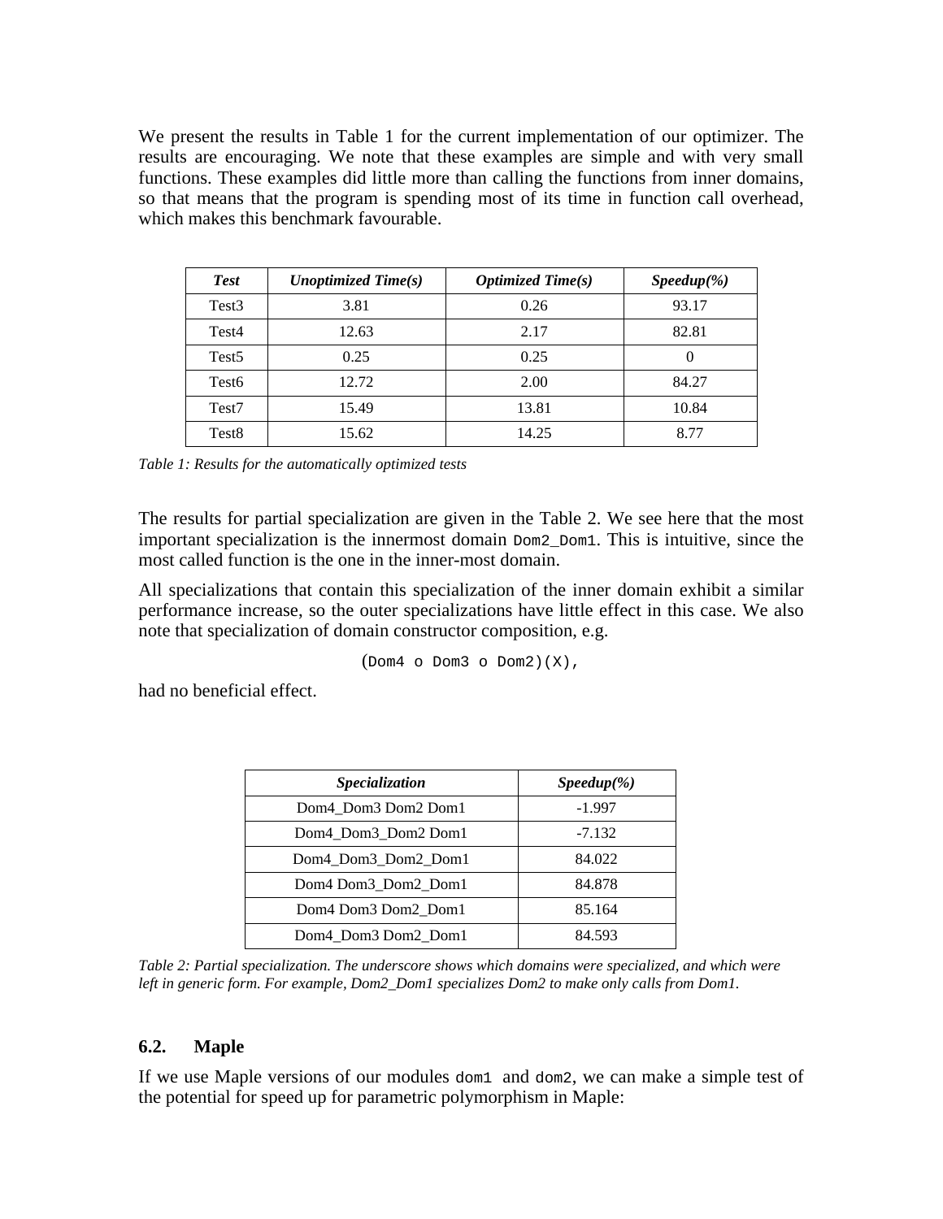We present the results in Table 1 for the current implementation of our optimizer. The results are encouraging. We note that these examples are simple and with very small functions. These examples did little more than calling the functions from inner domains, so that means that the program is spending most of its time in function call overhead, which makes this benchmark favourable.

| ***Test*** | ***Unoptimized Time(s)*** | ***Optimized Time(s)*** | ***Speedup(%)*** |
|---|---|---|---|
| Test3 | 3.81 | 0.26 | 93.17 |
| Test4 | 12.63 | 2.17 | 82.81 |
| Test5 | 0.25 | 0.25 | 0 |
| Test6 | 12.72 | 2.00 | 84.27 |
| Test7 | 15.49 | 13.81 | 10.84 |
| Test8 | 15.62 | 14.25 | 8.77 |

*Table 1: Results for the automatically optimized tests*

The results for partial specialization are given in the Table 2. We see here that the most important specialization is the innermost domain `Dom2_Dom1`. This is intuitive, since the most called function is the one in the inner-most domain.

All specializations that contain this specialization of the inner domain exhibit a similar performance increase, so the outer specializations have little effect in this case. We also note that specialization of domain constructor composition, e.g.

```
(Dom4 o Dom3 o Dom2)(X),
```

had no beneficial effect.

| ***Specialization*** | ***Speedup(%)*** |
|---|---|
| Dom4_Dom3 Dom2 Dom1 | -1.997 |
| Dom4_Dom3_Dom2 Dom1 | -7.132 |
| Dom4_Dom3_Dom2_Dom1 | 84.022 |
| Dom4 Dom3_Dom2_Dom1 | 84.878 |
| Dom4 Dom3 Dom2_Dom1 | 85.164 |
| Dom4_Dom3 Dom2_Dom1 | 84.593 |

*Table 2: Partial specialization. The underscore shows which domains were specialized, and which were left in generic form. For example, Dom2_Dom1 specializes Dom2 to make only calls from Dom1.*

### 6.2. Maple

If we use Maple versions of our modules `dom1` and `dom2`, we can make a simple test of the potential for speed up for parametric polymorphism in Maple: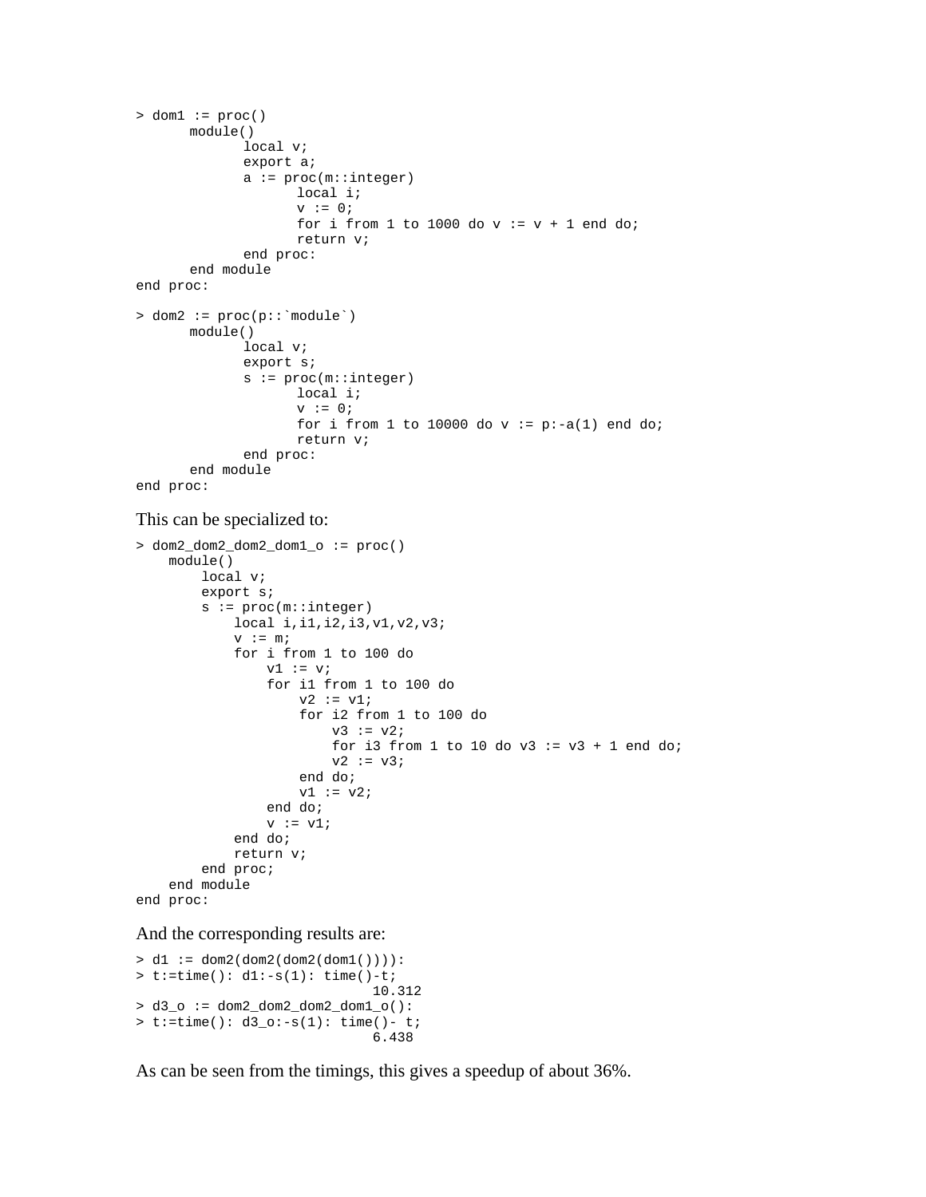```
> dom1 := proc()
      module()
            local v;
            export a;
            a := proc(m::integer)
                  local i;
                  v := 0;
                  for i from 1 to 1000 do v := v + 1 end do;
                  return v;
            end proc:
      end module
end proc:
```

```
> dom2 := proc(p::`module`)
      module()
            local v;
            export s;
            s := proc(m::integer)
                  local i;
                  v := 0;
                  for i from 1 to 10000 do v := p:-a(1) end do;
                  return v;
            end proc:
      end module
end proc:
```

This can be specialized to:

```
> dom2_dom2_dom2_dom1_o := proc()
    module()
        local v;
        export s;
        s := proc(m::integer)
            local i,i1,i2,i3,v1,v2,v3;
            v := m;
            for i from 1 to 100 do
                v1 := v;
                for i1 from 1 to 100 do
                    v2 := v1;
                    for i2 from 1 to 100 do
                        v3 := v2;
                        for i3 from 1 to 10 do v3 := v3 + 1 end do;
                        v2 := v3;
                    end do;
                    v1 := v2;
                end do;
                v := v1;
            end do;
            return v;
        end proc;
    end module
end proc:
```

And the corresponding results are:

```
> d1 := dom2(dom2(dom2(dom1()))):
> t:=time(): d1:-s(1): time()-t;
                              10.312
> d3_o := dom2_dom2_dom2_dom1_o():
> t:=time(): d3_o:-s(1): time()- t;
                              6.438
```

As can be seen from the timings, this gives a speedup of about 36%.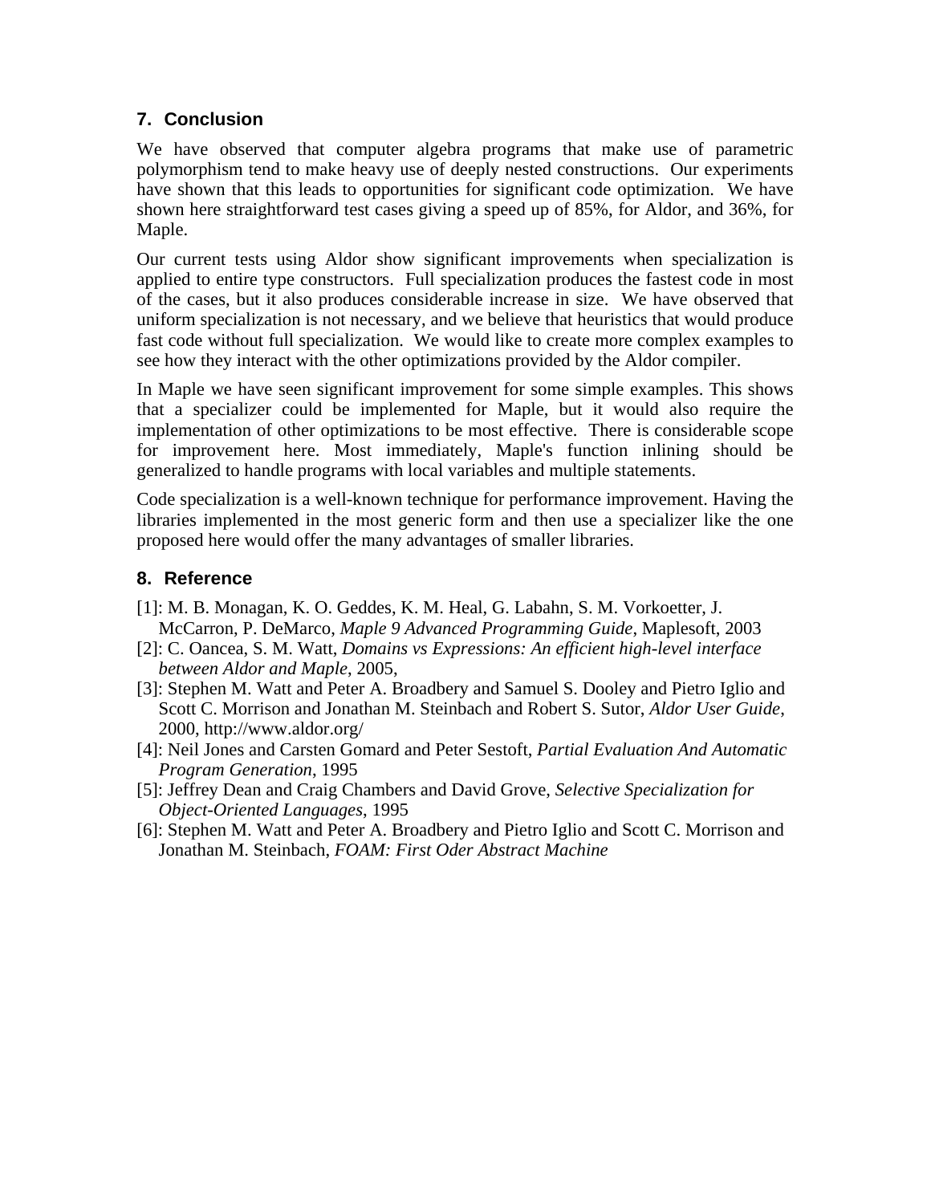## 7. Conclusion

We have observed that computer algebra programs that make use of parametric polymorphism tend to make heavy use of deeply nested constructions. Our experiments have shown that this leads to opportunities for significant code optimization. We have shown here straightforward test cases giving a speed up of 85%, for Aldor, and 36%, for Maple.

Our current tests using Aldor show significant improvements when specialization is applied to entire type constructors. Full specialization produces the fastest code in most of the cases, but it also produces considerable increase in size. We have observed that uniform specialization is not necessary, and we believe that heuristics that would produce fast code without full specialization. We would like to create more complex examples to see how they interact with the other optimizations provided by the Aldor compiler.

In Maple we have seen significant improvement for some simple examples. This shows that a specializer could be implemented for Maple, but it would also require the implementation of other optimizations to be most effective. There is considerable scope for improvement here. Most immediately, Maple's function inlining should be generalized to handle programs with local variables and multiple statements.

Code specialization is a well-known technique for performance improvement. Having the libraries implemented in the most generic form and then use a specializer like the one proposed here would offer the many advantages of smaller libraries.

## 8. Reference

[1]: M. B. Monagan, K. O. Geddes, K. M. Heal, G. Labahn, S. M. Vorkoetter, J. McCarron, P. DeMarco, *Maple 9 Advanced Programming Guide*, Maplesoft, 2003

[2]: C. Oancea, S. M. Watt, *Domains vs Expressions: An efficient high-level interface between Aldor and Maple*, 2005,

[3]: Stephen M. Watt and Peter A. Broadbery and Samuel S. Dooley and Pietro Iglio and Scott C. Morrison and Jonathan M. Steinbach and Robert S. Sutor, *Aldor User Guide*, 2000, http://www.aldor.org/

[4]: Neil Jones and Carsten Gomard and Peter Sestoft, *Partial Evaluation And Automatic Program Generation*, 1995

[5]: Jeffrey Dean and Craig Chambers and David Grove, *Selective Specialization for Object-Oriented Languages*, 1995

[6]: Stephen M. Watt and Peter A. Broadbery and Pietro Iglio and Scott C. Morrison and Jonathan M. Steinbach, *FOAM: First Oder Abstract Machine*